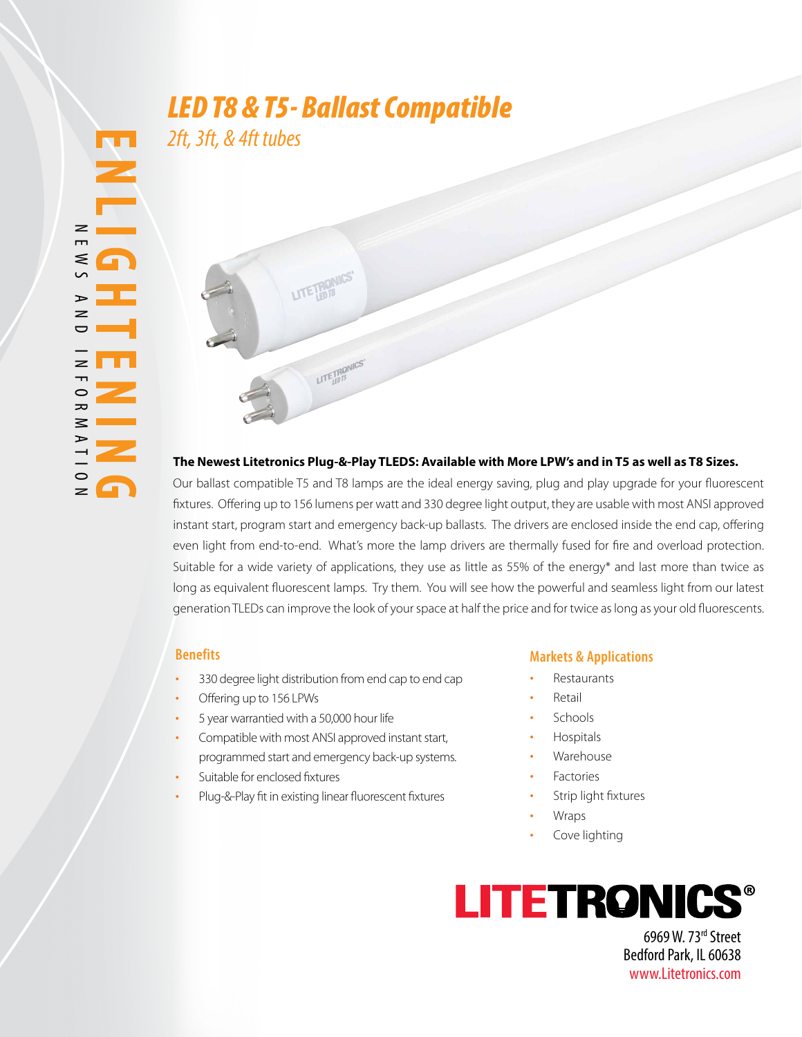ENLIGHTENING

NEWS AND INFORMATION

# LED T8 & T5 - Ballast Compatible

*2ft, 3ft, & 4ft tubes*

**The Newest Litetronics Plug-&-Play TLEDS: Available with More LPW's and in T5 as well as T8 Sizes.**

Our ballast compatible T5 and T8 lamps are the ideal energy saving, plug and play upgrade for your fluorescent fixtures. Offering up to 156 lumens per watt and 330 degree light output, they are usable with most ANSI approved instant start, program start and emergency back-up ballasts. The drivers are enclosed inside the end cap, offering even light from end-to-end. What's more the lamp drivers are thermally fused for fire and overload protection. Suitable for a wide variety of applications, they use as little as 55% of the energy* and last more than twice as long as equivalent fluorescent lamps. Try them. You will see how the powerful and seamless light from our latest generation TLEDs can improve the look of your space at half the price and for twice as long as your old fluorescents.

## Benefits

- 330 degree light distribution from end cap to end cap
- Offering up to 156 LPWs
- 5 year warrantied with a 50,000 hour life
- Compatible with most ANSI approved instant start, programmed start and emergency back-up systems.
- Suitable for enclosed fixtures
- Plug-&-Play fit in existing linear fluorescent fixtures

## Markets & Applications

- Restaurants
- Retail
- Schools
- Hospitals
- Warehouse
- Factories
- Strip light fixtures
- Wraps
- Cove lighting

LITETRONICS®

6969 W. 73rd Street
Bedford Park, IL 60638
www.Litetronics.com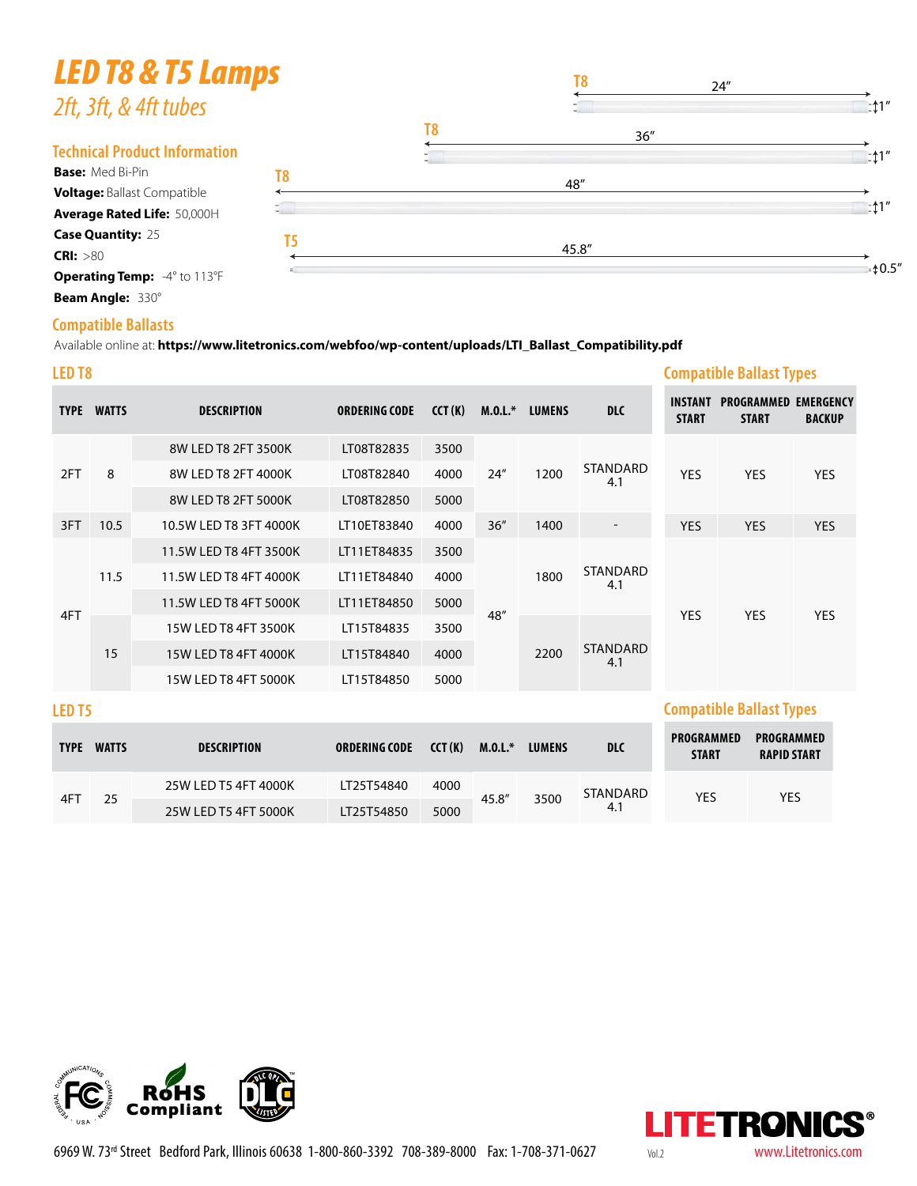# LED T8 & T5 Lamps

*2ft, 3ft, & 4ft tubes*

T8 24″ 1″

T8 36″ 1″

T8 48″ 1″

T5 45.8″ 0.5″

## Technical Product Information

**Base:** Med Bi-Pin
**Voltage:** Ballast Compatible
**Average Rated Life:** 50,000H
**Case Quantity:** 25
**CRI:** >80
**Operating Temp:** -4° to 113°F
**Beam Angle:** 330°

## Compatible Ballasts

Available online at: **https://www.litetronics.com/webfoo/wp-content/uploads/LTI_Ballast_Compatibility.pdf**

## LED T8

| TYPE | WATTS | DESCRIPTION | ORDERING CODE | CCT (K) | M.O.L.* | LUMENS | DLC | INSTANT START | PROGRAMMED START | EMERGENCY BACKUP |
|---|---|---|---|---|---|---|---|---|---|---|
| 2FT | 8 | 8W LED T8 2FT 3500K | LT08T82835 | 3500 | 24″ | 1200 | STANDARD 4.1 | YES | YES | YES |
| | | 8W LED T8 2FT 4000K | LT08T82840 | 4000 | | | | | | |
| | | 8W LED T8 2FT 5000K | LT08T82850 | 5000 | | | | | | |
| 3FT | 10.5 | 10.5W LED T8 3FT 4000K | LT10ET83840 | 4000 | 36″ | 1400 | - | YES | YES | YES |
| 4FT | 11.5 | 11.5W LED T8 4FT 3500K | LT11ET84835 | 3500 | 48″ | 1800 | STANDARD 4.1 | YES | YES | YES |
| | | 11.5W LED T8 4FT 4000K | LT11ET84840 | 4000 | | | | | | |
| | | 11.5W LED T8 4FT 5000K | LT11ET84850 | 5000 | | | | | | |
| | 15 | 15W LED T8 4FT 3500K | LT15T84835 | 3500 | | 2200 | STANDARD 4.1 | | | |
| | | 15W LED T8 4FT 4000K | LT15T84840 | 4000 | | | | | | |
| | | 15W LED T8 4FT 5000K | LT15T84850 | 5000 | | | | | | |

## LED T5

| TYPE | WATTS | DESCRIPTION | ORDERING CODE | CCT (K) | M.O.L.* | LUMENS | DLC | PROGRAMMED START | PROGRAMMED RAPID START |
|---|---|---|---|---|---|---|---|---|---|
| 4FT | 25 | 25W LED T5 4FT 4000K | LT25T54840 | 4000 | 45.8″ | 3500 | STANDARD 4.1 | YES | YES |
| | | 25W LED T5 4FT 5000K | LT25T54850 | 5000 | | | | | |

RoHS Compliant

6969 W. 73rd Street Bedford Park, Illinois 60638 1-800-860-3392 708-389-8000 Fax: 1-708-371-0627

LITETRONICS® Vol.2 www.Litetronics.com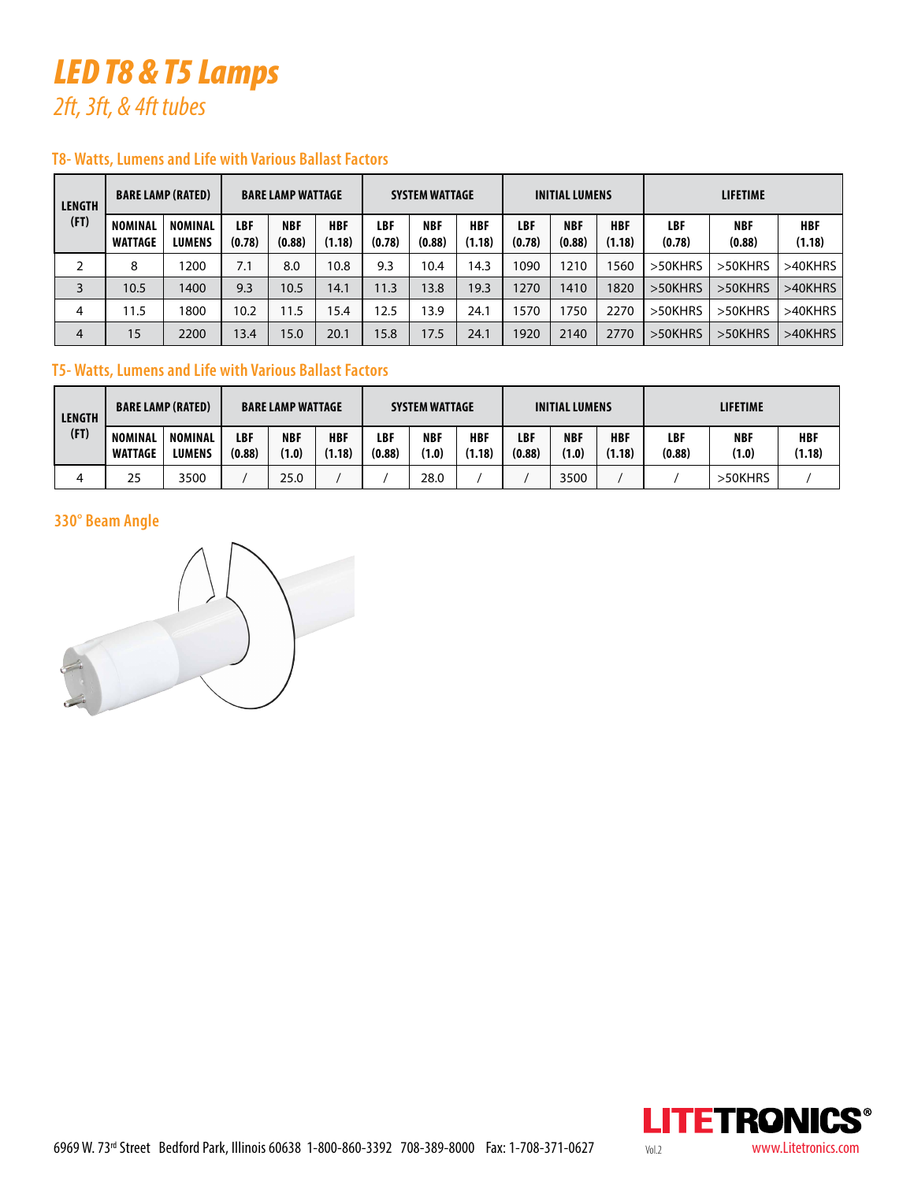# *LED T8 & T5 Lamps*

*2ft, 3ft, & 4ft tubes*

### T8- Watts, Lumens and Life with Various Ballast Factors

| LENGTH (FT) | BARE LAMP (RATED) | | BARE LAMP WATTAGE | | | SYSTEM WATTAGE | | | INITIAL LUMENS | | | LIFETIME | | |
|---|---|---|---|---|---|---|---|---|---|---|---|---|---|---|
| | NOMINAL WATTAGE | NOMINAL LUMENS | LBF (0.78) | NBF (0.88) | HBF (1.18) | LBF (0.78) | NBF (0.88) | HBF (1.18) | LBF (0.78) | NBF (0.88) | HBF (1.18) | LBF (0.78) | NBF (0.88) | HBF (1.18) |
| 2 | 8 | 1200 | 7.1 | 8.0 | 10.8 | 9.3 | 10.4 | 14.3 | 1090 | 1210 | 1560 | >50KHRS | >50KHRS | >40KHRS |
| 3 | 10.5 | 1400 | 9.3 | 10.5 | 14.1 | 11.3 | 13.8 | 19.3 | 1270 | 1410 | 1820 | >50KHRS | >50KHRS | >40KHRS |
| 4 | 11.5 | 1800 | 10.2 | 11.5 | 15.4 | 12.5 | 13.9 | 24.1 | 1570 | 1750 | 2270 | >50KHRS | >50KHRS | >40KHRS |
| 4 | 15 | 2200 | 13.4 | 15.0 | 20.1 | 15.8 | 17.5 | 24.1 | 1920 | 2140 | 2770 | >50KHRS | >50KHRS | >40KHRS |

### T5- Watts, Lumens and Life with Various Ballast Factors

| LENGTH (FT) | BARE LAMP (RATED) | | BARE LAMP WATTAGE | | | SYSTEM WATTAGE | | | INITIAL LUMENS | | | LIFETIME | | |
|---|---|---|---|---|---|---|---|---|---|---|---|---|---|---|
| | NOMINAL WATTAGE | NOMINAL LUMENS | LBF (0.88) | NBF (1.0) | HBF (1.18) | LBF (0.88) | NBF (1.0) | HBF (1.18) | LBF (0.88) | NBF (1.0) | HBF (1.18) | LBF (0.88) | NBF (1.0) | HBF (1.18) |
| 4 | 25 | 3500 | / | 25.0 | / | / | 28.0 | / | / | 3500 | / | / | >50KHRS | / |

### 330° Beam Angle

LITETRONICS®

6969 W. 73rd Street Bedford Park, Illinois 60638 1-800-860-3392 708-389-8000 Fax: 1-708-371-0627

Vol.2 www.Litetronics.com